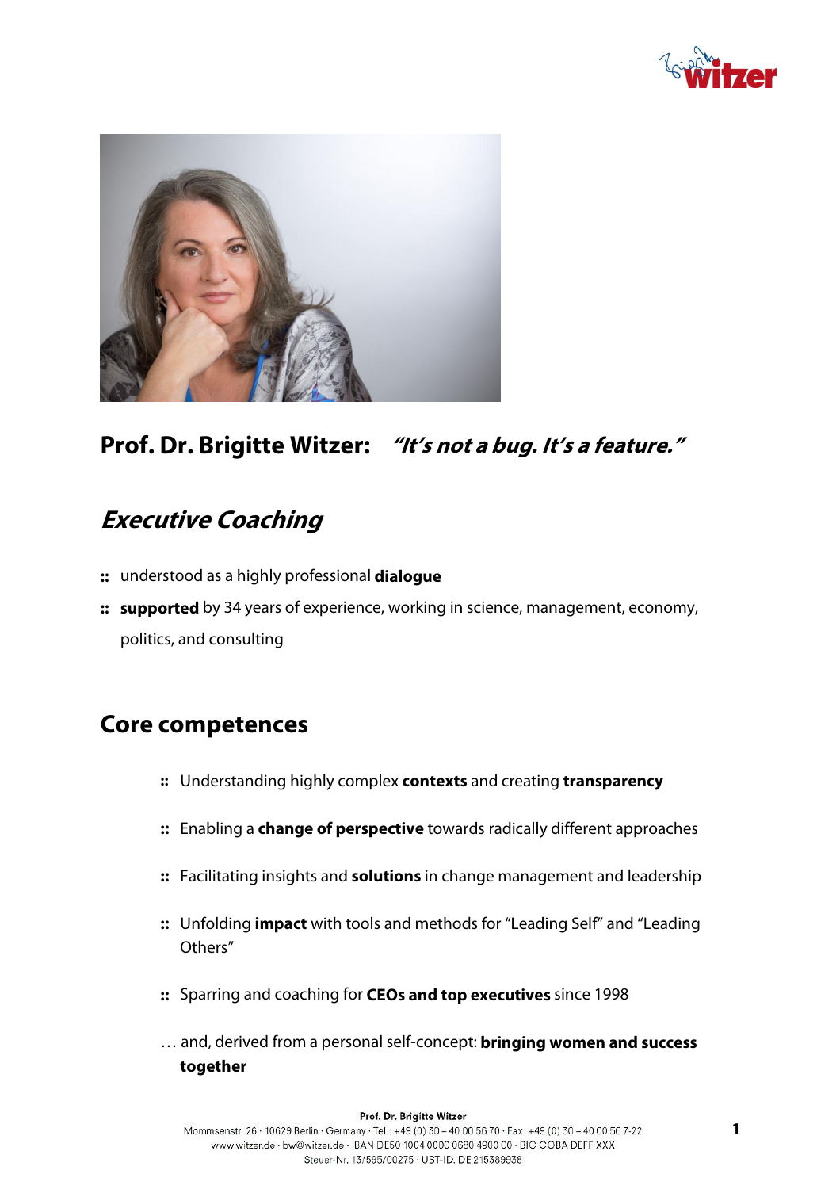## Prof. Dr. Brigitte Witzer: *"It's not a bug. It's a feature."*

## *Executive Coaching*

:: understood as a highly professional **dialogue**

:: **supported** by 34 years of experience, working in science, management, economy, politics, and consulting

## Core competences

:: Understanding highly complex **contexts** and creating **transparency**

:: Enabling a **change of perspective** towards radically different approaches

:: Facilitating insights and **solutions** in change management and leadership

:: Unfolding **impact** with tools and methods for "Leading Self" and "Leading Others"

:: Sparring and coaching for **CEOs and top executives** since 1998

… and, derived from a personal self-concept: **bringing women and success together**

Prof. Dr. Brigitte Witzer
Mommsenstr. 26 · 10629 Berlin · Germany · Tel.: +49 (0) 30 – 40 00 56 70 · Fax: +49 (0) 30 – 40 00 56 7-22
www.witzer.de · bw@witzer.de · IBAN DE60 1004 0000 0680 4900 00 · BIC COBA DEFF XXX
Steuer-Nr. 13/595/00275 · UST-ID. DE 215389936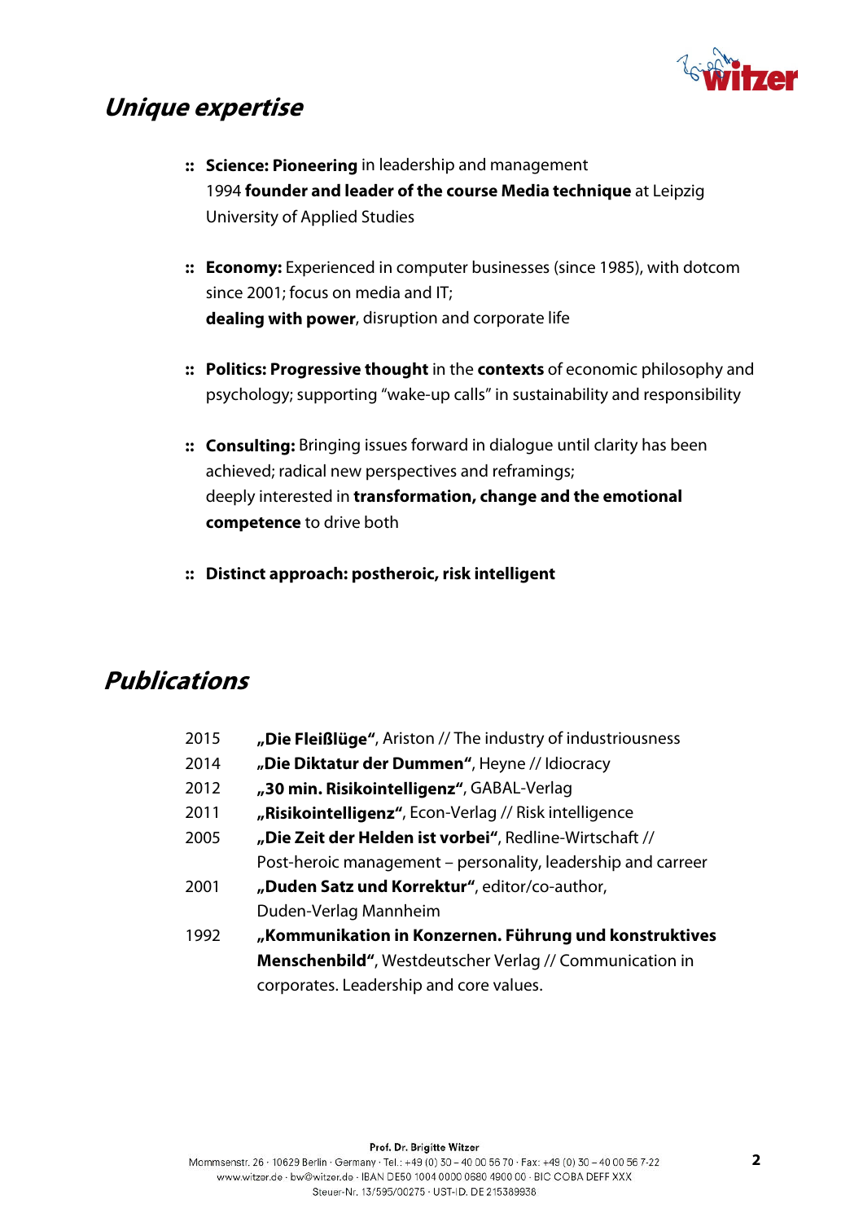## *Unique expertise*

- **Science: Pioneering** in leadership and management
  1994 **founder and leader of the course Media technique** at Leipzig University of Applied Studies

- **Economy:** Experienced in computer businesses (since 1985), with dotcom since 2001; focus on media and IT;
  **dealing with power**, disruption and corporate life

- **Politics: Progressive thought** in the **contexts** of economic philosophy and psychology; supporting "wake-up calls" in sustainability and responsibility

- **Consulting:** Bringing issues forward in dialogue until clarity has been achieved; radical new perspectives and reframings;
  deeply interested in **transformation, change and the emotional competence** to drive both

- **Distinct approach: postheroic, risk intelligent**

## *Publications*

| | |
|---|---|
| 2015 | **„Die Fleißlüge"**, Ariston // The industry of industriousness |
| 2014 | **„Die Diktatur der Dummen"**, Heyne // Idiocracy |
| 2012 | **„30 min. Risikointelligenz"**, GABAL-Verlag |
| 2011 | **„Risikointelligenz"**, Econ-Verlag // Risk intelligence |
| 2005 | **„Die Zeit der Helden ist vorbei"**, Redline-Wirtschaft // Post-heroic management – personality, leadership and carreer |
| 2001 | **„Duden Satz und Korrektur"**, editor/co-author, Duden-Verlag Mannheim |
| 1992 | **„Kommunikation in Konzernen. Führung und konstruktives Menschenbild"**, Westdeutscher Verlag // Communication in corporates. Leadership and core values. |